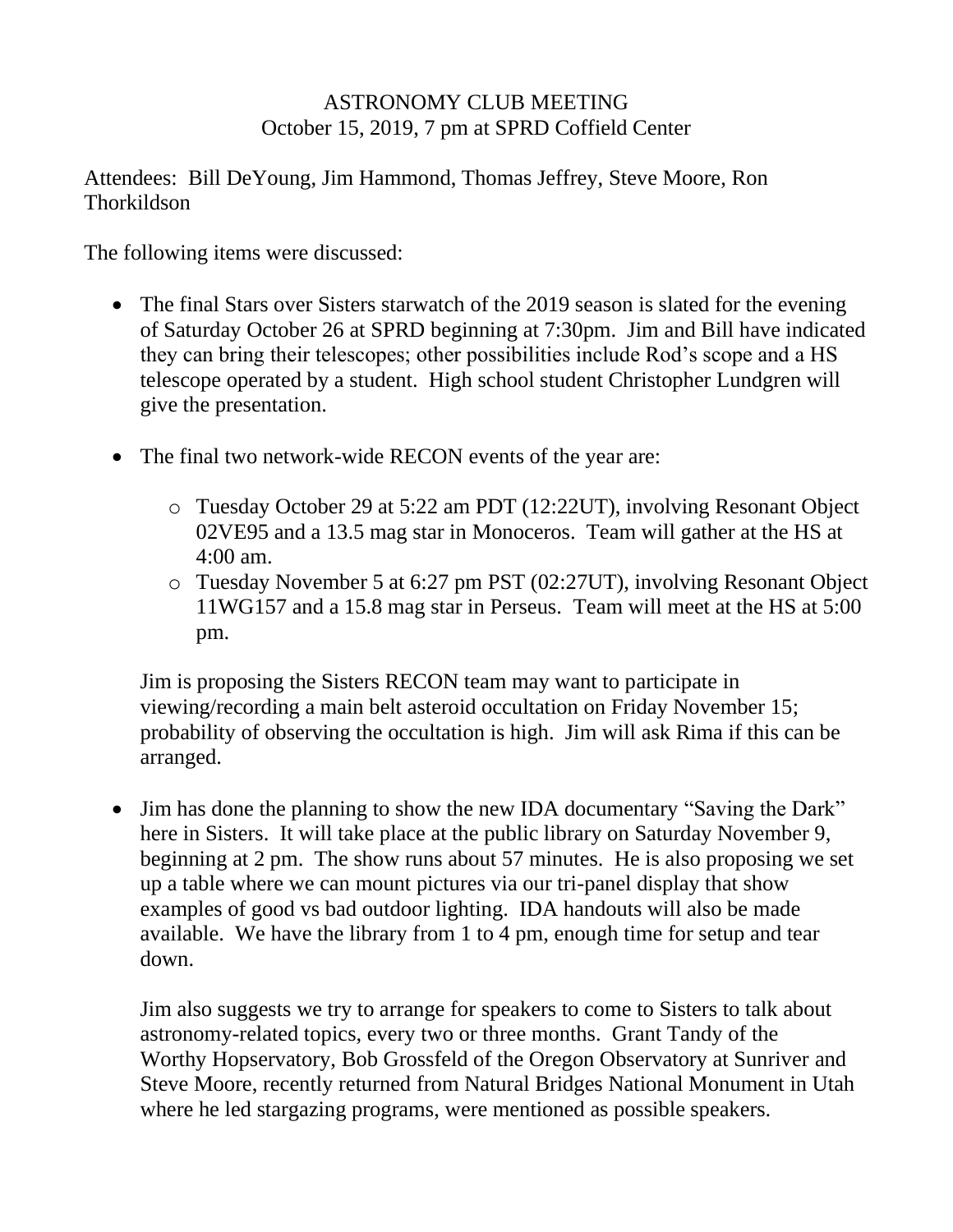ASTRONOMY CLUB MEETING
October 15, 2019, 7 pm at SPRD Coffield Center

Attendees: Bill DeYoung, Jim Hammond, Thomas Jeffrey, Steve Moore, Ron Thorkildson

The following items were discussed:

- The final Stars over Sisters starwatch of the 2019 season is slated for the evening of Saturday October 26 at SPRD beginning at 7:30pm. Jim and Bill have indicated they can bring their telescopes; other possibilities include Rod's scope and a HS telescope operated by a student. High school student Christopher Lundgren will give the presentation.

- The final two network-wide RECON events of the year are:

  - Tuesday October 29 at 5:22 am PDT (12:22UT), involving Resonant Object 02VE95 and a 13.5 mag star in Monoceros. Team will gather at the HS at 4:00 am.
  - Tuesday November 5 at 6:27 pm PST (02:27UT), involving Resonant Object 11WG157 and a 15.8 mag star in Perseus. Team will meet at the HS at 5:00 pm.

  Jim is proposing the Sisters RECON team may want to participate in viewing/recording a main belt asteroid occultation on Friday November 15; probability of observing the occultation is high. Jim will ask Rima if this can be arranged.

- Jim has done the planning to show the new IDA documentary "Saving the Dark" here in Sisters. It will take place at the public library on Saturday November 9, beginning at 2 pm. The show runs about 57 minutes. He is also proposing we set up a table where we can mount pictures via our tri-panel display that show examples of good vs bad outdoor lighting. IDA handouts will also be made available. We have the library from 1 to 4 pm, enough time for setup and tear down.

  Jim also suggests we try to arrange for speakers to come to Sisters to talk about astronomy-related topics, every two or three months. Grant Tandy of the Worthy Hopservatory, Bob Grossfeld of the Oregon Observatory at Sunriver and Steve Moore, recently returned from Natural Bridges National Monument in Utah where he led stargazing programs, were mentioned as possible speakers.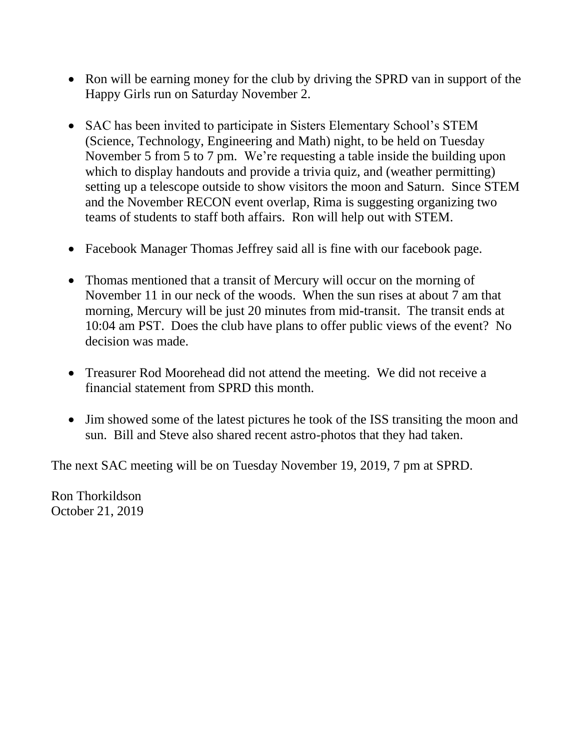- Ron will be earning money for the club by driving the SPRD van in support of the Happy Girls run on Saturday November 2.

- SAC has been invited to participate in Sisters Elementary School's STEM (Science, Technology, Engineering and Math) night, to be held on Tuesday November 5 from 5 to 7 pm. We're requesting a table inside the building upon which to display handouts and provide a trivia quiz, and (weather permitting) setting up a telescope outside to show visitors the moon and Saturn. Since STEM and the November RECON event overlap, Rima is suggesting organizing two teams of students to staff both affairs. Ron will help out with STEM.

- Facebook Manager Thomas Jeffrey said all is fine with our facebook page.

- Thomas mentioned that a transit of Mercury will occur on the morning of November 11 in our neck of the woods. When the sun rises at about 7 am that morning, Mercury will be just 20 minutes from mid-transit. The transit ends at 10:04 am PST. Does the club have plans to offer public views of the event? No decision was made.

- Treasurer Rod Moorehead did not attend the meeting. We did not receive a financial statement from SPRD this month.

- Jim showed some of the latest pictures he took of the ISS transiting the moon and sun. Bill and Steve also shared recent astro-photos that they had taken.

The next SAC meeting will be on Tuesday November 19, 2019, 7 pm at SPRD.

Ron Thorkildson
October 21, 2019